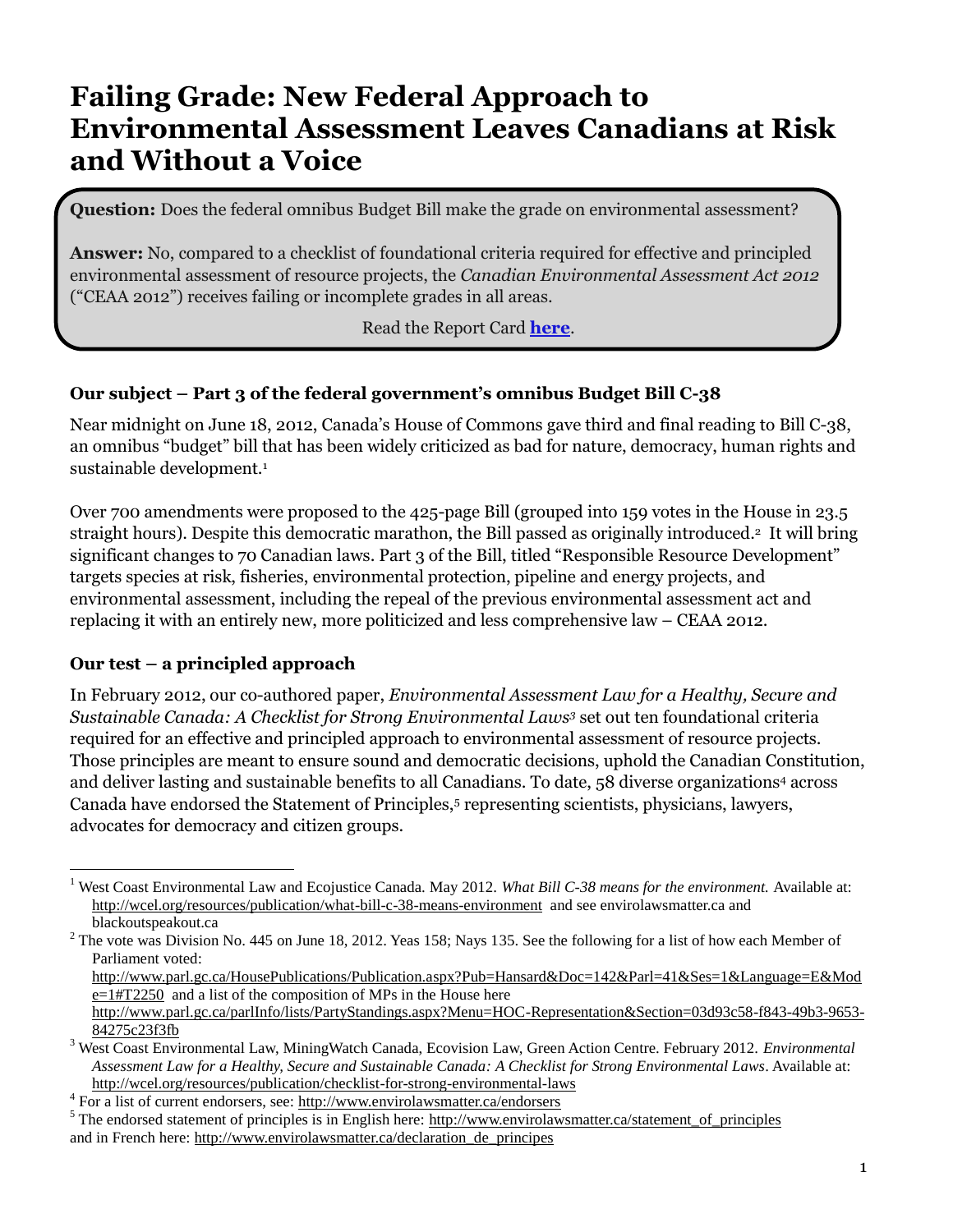# Failing Grade: New Federal Approach to Environmental Assessment Leaves Canadians at Risk and Without a Voice

**Question:** Does the federal omnibus Budget Bill make the grade on environmental assessment?

**Answer:** No, compared to a checklist of foundational criteria required for effective and principled environmental assessment of resource projects, the *Canadian Environmental Assessment Act 2012* ("CEAA 2012") receives failing or incomplete grades in all areas.

Read the Report Card **here**.

### Our subject – Part 3 of the federal government's omnibus Budget Bill C-38

Near midnight on June 18, 2012, Canada's House of Commons gave third and final reading to Bill C-38, an omnibus "budget" bill that has been widely criticized as bad for nature, democracy, human rights and sustainable development.[1]

Over 700 amendments were proposed to the 425-page Bill (grouped into 159 votes in the House in 23.5 straight hours). Despite this democratic marathon, the Bill passed as originally introduced.[2] It will bring significant changes to 70 Canadian laws. Part 3 of the Bill, titled "Responsible Resource Development" targets species at risk, fisheries, environmental protection, pipeline and energy projects, and environmental assessment, including the repeal of the previous environmental assessment act and replacing it with an entirely new, more politicized and less comprehensive law – CEAA 2012.

### Our test – a principled approach

In February 2012, our co-authored paper, *Environmental Assessment Law for a Healthy, Secure and Sustainable Canada: A Checklist for Strong Environmental Laws*[3] set out ten foundational criteria required for an effective and principled approach to environmental assessment of resource projects. Those principles are meant to ensure sound and democratic decisions, uphold the Canadian Constitution, and deliver lasting and sustainable benefits to all Canadians. To date, 58 diverse organizations[4] across Canada have endorsed the Statement of Principles,[5] representing scientists, physicians, lawyers, advocates for democracy and citizen groups.

---

[1] West Coast Environmental Law and Ecojustice Canada. May 2012. *What Bill C-38 means for the environment.* Available at: http://wcel.org/resources/publication/what-bill-c-38-means-environment and see envirolawsmatter.ca and blackoutspeakout.ca

[2] The vote was Division No. 445 on June 18, 2012. Yeas 158; Nays 135. See the following for a list of how each Member of Parliament voted: http://www.parl.gc.ca/HousePublications/Publication.aspx?Pub=Hansard&Doc=142&Parl=41&Ses=1&Language=E&Mode=1#T2250 and a list of the composition of MPs in the House here http://www.parl.gc.ca/parlInfo/lists/PartyStandings.aspx?Menu=HOC-Representation&Section=03d93c58-f843-49b3-9653-84275c23f3fb

[3] West Coast Environmental Law, MiningWatch Canada, Ecovision Law, Green Action Centre. February 2012. *Environmental Assessment Law for a Healthy, Secure and Sustainable Canada: A Checklist for Strong Environmental Laws*. Available at: http://wcel.org/resources/publication/checklist-for-strong-environmental-laws

[4] For a list of current endorsers, see: http://www.envirolawsmatter.ca/endorsers

[5] The endorsed statement of principles is in English here: http://www.envirolawsmatter.ca/statement_of_principles and in French here: http://www.envirolawsmatter.ca/declaration_de_principes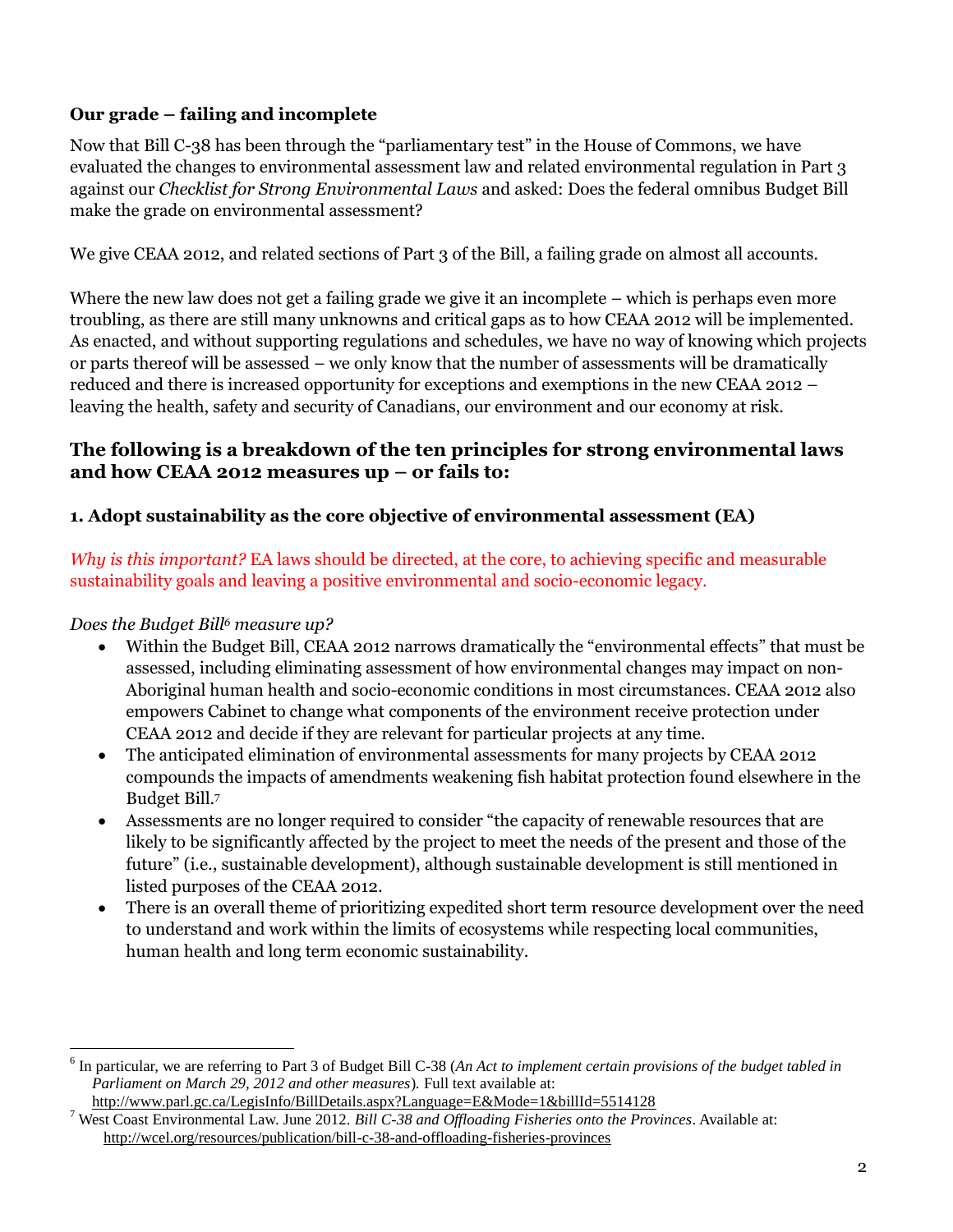**Our grade – failing and incomplete**

Now that Bill C-38 has been through the "parliamentary test" in the House of Commons, we have evaluated the changes to environmental assessment law and related environmental regulation in Part 3 against our *Checklist for Strong Environmental Laws* and asked: Does the federal omnibus Budget Bill make the grade on environmental assessment?

We give CEAA 2012, and related sections of Part 3 of the Bill, a failing grade on almost all accounts.

Where the new law does not get a failing grade we give it an incomplete – which is perhaps even more troubling, as there are still many unknowns and critical gaps as to how CEAA 2012 will be implemented. As enacted, and without supporting regulations and schedules, we have no way of knowing which projects or parts thereof will be assessed – we only know that the number of assessments will be dramatically reduced and there is increased opportunity for exceptions and exemptions in the new CEAA 2012 – leaving the health, safety and security of Canadians, our environment and our economy at risk.

## The following is a breakdown of the ten principles for strong environmental laws and how CEAA 2012 measures up – or fails to:

### 1. Adopt sustainability as the core objective of environmental assessment (EA)

*Why is this important?* EA laws should be directed, at the core, to achieving specific and measurable sustainability goals and leaving a positive environmental and socio-economic legacy.

*Does the Budget Bill[6] measure up?*

- Within the Budget Bill, CEAA 2012 narrows dramatically the "environmental effects" that must be assessed, including eliminating assessment of how environmental changes may impact on non-Aboriginal human health and socio-economic conditions in most circumstances. CEAA 2012 also empowers Cabinet to change what components of the environment receive protection under CEAA 2012 and decide if they are relevant for particular projects at any time.
- The anticipated elimination of environmental assessments for many projects by CEAA 2012 compounds the impacts of amendments weakening fish habitat protection found elsewhere in the Budget Bill.[7]
- Assessments are no longer required to consider "the capacity of renewable resources that are likely to be significantly affected by the project to meet the needs of the present and those of the future" (i.e., sustainable development), although sustainable development is still mentioned in listed purposes of the CEAA 2012.
- There is an overall theme of prioritizing expedited short term resource development over the need to understand and work within the limits of ecosystems while respecting local communities, human health and long term economic sustainability.

---

[6] In particular, we are referring to Part 3 of Budget Bill C-38 (*An Act to implement certain provisions of the budget tabled in Parliament on March 29, 2012 and other measures*). Full text available at: http://www.parl.gc.ca/LegisInfo/BillDetails.aspx?Language=E&Mode=1&billId=5514128

[7] West Coast Environmental Law. June 2012. *Bill C-38 and Offloading Fisheries onto the Provinces*. Available at: http://wcel.org/resources/publication/bill-c-38-and-offloading-fisheries-provinces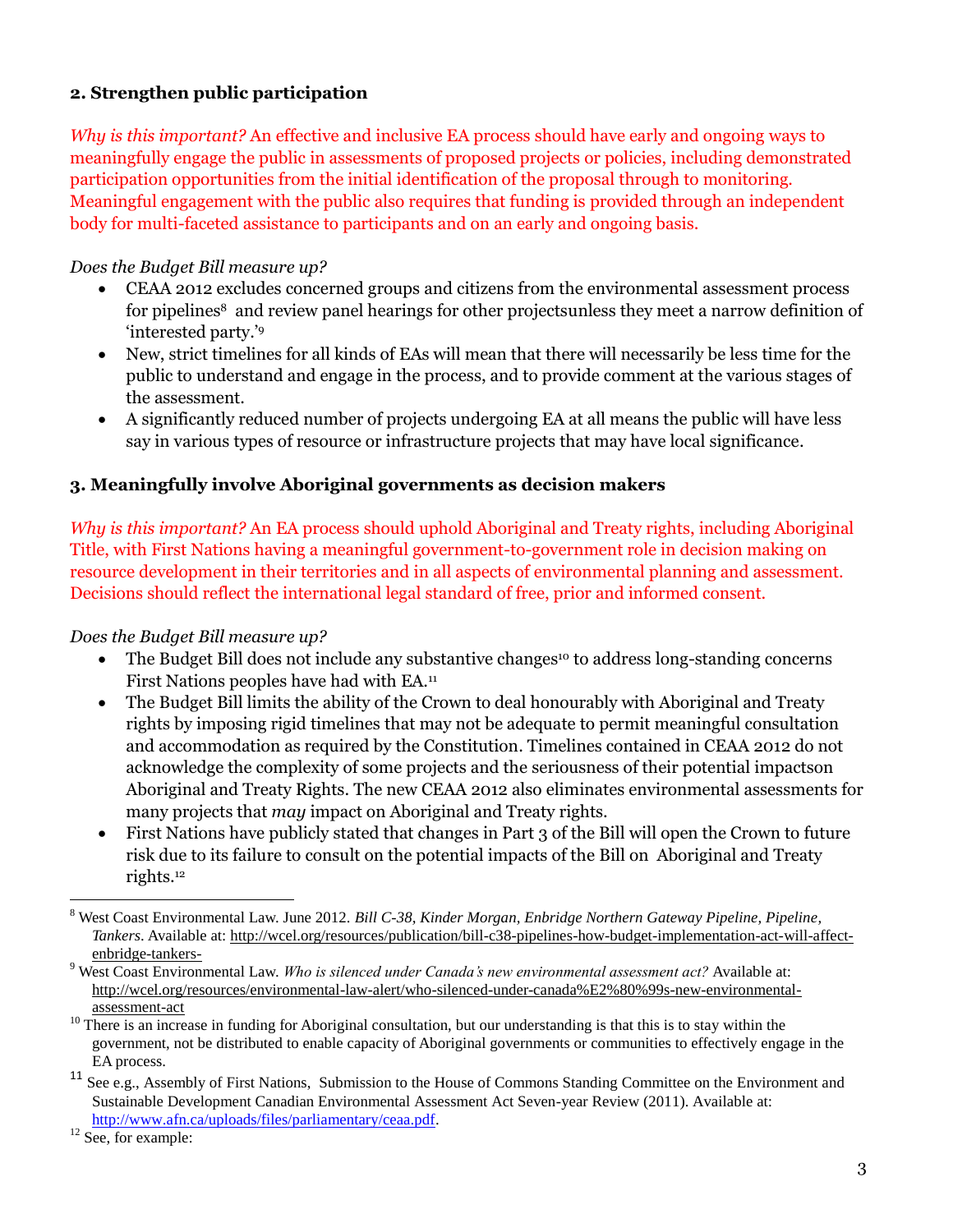### 2. Strengthen public participation

*Why is this important?* An effective and inclusive EA process should have early and ongoing ways to meaningfully engage the public in assessments of proposed projects or policies, including demonstrated participation opportunities from the initial identification of the proposal through to monitoring. Meaningful engagement with the public also requires that funding is provided through an independent body for multi-faceted assistance to participants and on an early and ongoing basis.

*Does the Budget Bill measure up?*

- CEAA 2012 excludes concerned groups and citizens from the environmental assessment process for pipelines[8] and review panel hearings for other projectsunless they meet a narrow definition of 'interested party.'[9]
- New, strict timelines for all kinds of EAs will mean that there will necessarily be less time for the public to understand and engage in the process, and to provide comment at the various stages of the assessment.
- A significantly reduced number of projects undergoing EA at all means the public will have less say in various types of resource or infrastructure projects that may have local significance.

### 3. Meaningfully involve Aboriginal governments as decision makers

*Why is this important?* An EA process should uphold Aboriginal and Treaty rights, including Aboriginal Title, with First Nations having a meaningful government-to-government role in decision making on resource development in their territories and in all aspects of environmental planning and assessment. Decisions should reflect the international legal standard of free, prior and informed consent.

*Does the Budget Bill measure up?*

- The Budget Bill does not include any substantive changes[10] to address long-standing concerns First Nations peoples have had with EA.[11]
- The Budget Bill limits the ability of the Crown to deal honourably with Aboriginal and Treaty rights by imposing rigid timelines that may not be adequate to permit meaningful consultation and accommodation as required by the Constitution. Timelines contained in CEAA 2012 do not acknowledge the complexity of some projects and the seriousness of their potential impactson Aboriginal and Treaty Rights. The new CEAA 2012 also eliminates environmental assessments for many projects that *may* impact on Aboriginal and Treaty rights.
- First Nations have publicly stated that changes in Part 3 of the Bill will open the Crown to future risk due to its failure to consult on the potential impacts of the Bill on Aboriginal and Treaty rights.[12]

---

[8] West Coast Environmental Law. June 2012. *Bill C-38, Kinder Morgan, Enbridge Northern Gateway Pipeline, Pipeline, Tankers*. Available at: http://wcel.org/resources/publication/bill-c38-pipelines-how-budget-implementation-act-will-affect-enbridge-tankers-

[9] West Coast Environmental Law. *Who is silenced under Canada's new environmental assessment act?* Available at: http://wcel.org/resources/environmental-law-alert/who-silenced-under-canada%E2%80%99s-new-environmental-assessment-act

[10] There is an increase in funding for Aboriginal consultation, but our understanding is that this is to stay within the government, not be distributed to enable capacity of Aboriginal governments or communities to effectively engage in the EA process.

[11] See e.g., Assembly of First Nations, Submission to the House of Commons Standing Committee on the Environment and Sustainable Development Canadian Environmental Assessment Act Seven-year Review (2011). Available at: http://www.afn.ca/uploads/files/parliamentary/ceaa.pdf.

[12] See, for example: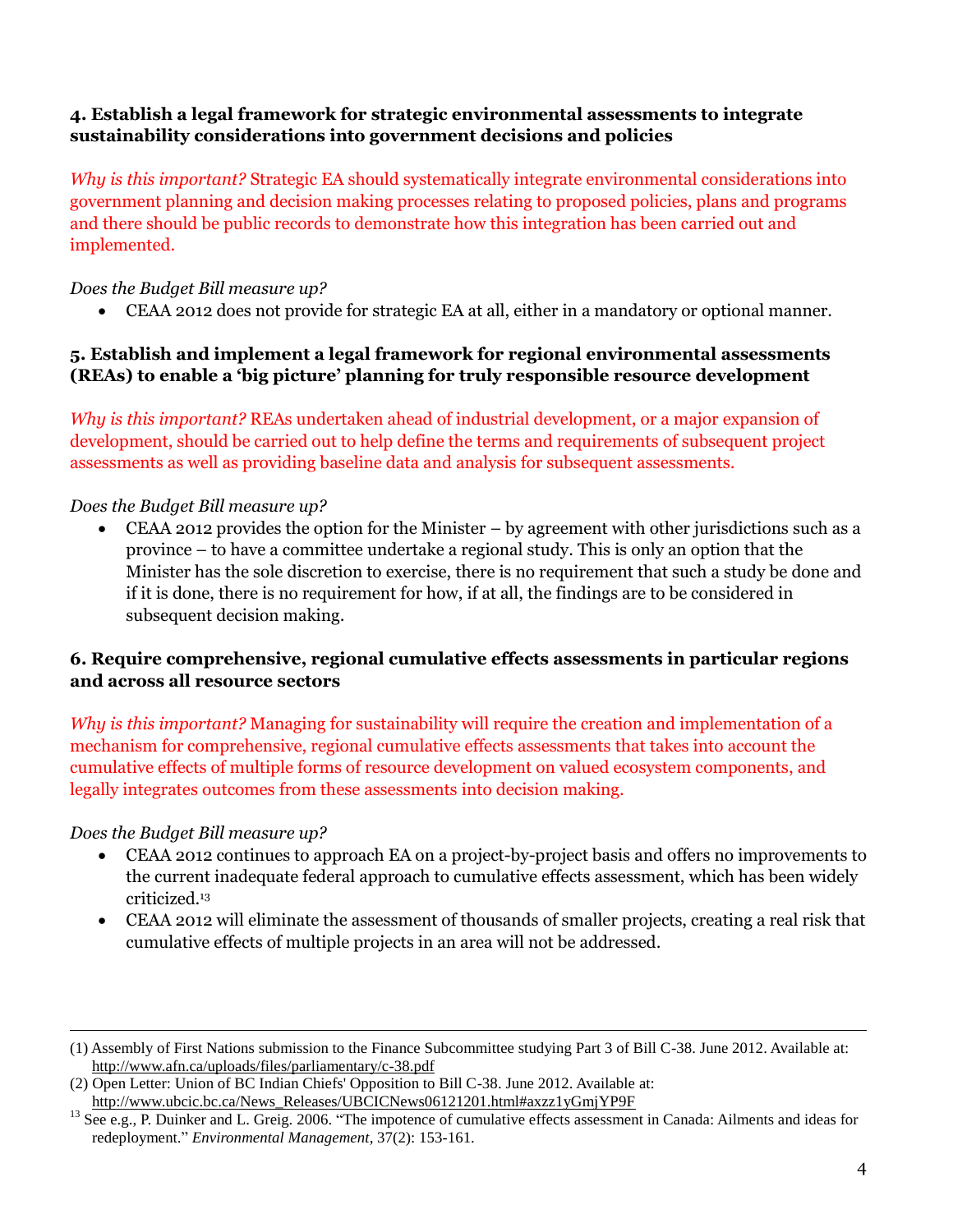**4. Establish a legal framework for strategic environmental assessments to integrate sustainability considerations into government decisions and policies**

*Why is this important?* Strategic EA should systematically integrate environmental considerations into government planning and decision making processes relating to proposed policies, plans and programs and there should be public records to demonstrate how this integration has been carried out and implemented.

*Does the Budget Bill measure up?*

- CEAA 2012 does not provide for strategic EA at all, either in a mandatory or optional manner.

**5. Establish and implement a legal framework for regional environmental assessments (REAs) to enable a 'big picture' planning for truly responsible resource development**

*Why is this important?* REAs undertaken ahead of industrial development, or a major expansion of development, should be carried out to help define the terms and requirements of subsequent project assessments as well as providing baseline data and analysis for subsequent assessments.

*Does the Budget Bill measure up?*

- CEAA 2012 provides the option for the Minister – by agreement with other jurisdictions such as a province – to have a committee undertake a regional study. This is only an option that the Minister has the sole discretion to exercise, there is no requirement that such a study be done and if it is done, there is no requirement for how, if at all, the findings are to be considered in subsequent decision making.

**6. Require comprehensive, regional cumulative effects assessments in particular regions and across all resource sectors**

*Why is this important?* Managing for sustainability will require the creation and implementation of a mechanism for comprehensive, regional cumulative effects assessments that takes into account the cumulative effects of multiple forms of resource development on valued ecosystem components, and legally integrates outcomes from these assessments into decision making.

*Does the Budget Bill measure up?*

- CEAA 2012 continues to approach EA on a project-by-project basis and offers no improvements to the current inadequate federal approach to cumulative effects assessment, which has been widely criticized.[13]
- CEAA 2012 will eliminate the assessment of thousands of smaller projects, creating a real risk that cumulative effects of multiple projects in an area will not be addressed.

---

(1) Assembly of First Nations submission to the Finance Subcommittee studying Part 3 of Bill C-38. June 2012. Available at: http://www.afn.ca/uploads/files/parliamentary/c-38.pdf

(2) Open Letter: Union of BC Indian Chiefs' Opposition to Bill C-38. June 2012. Available at: http://www.ubcic.bc.ca/News_Releases/UBCICNews06121201.html#axzz1yGmjYP9F

[13] See e.g., P. Duinker and L. Greig. 2006. "The impotence of cumulative effects assessment in Canada: Ailments and ideas for redeployment." *Environmental Management*, 37(2): 153-161.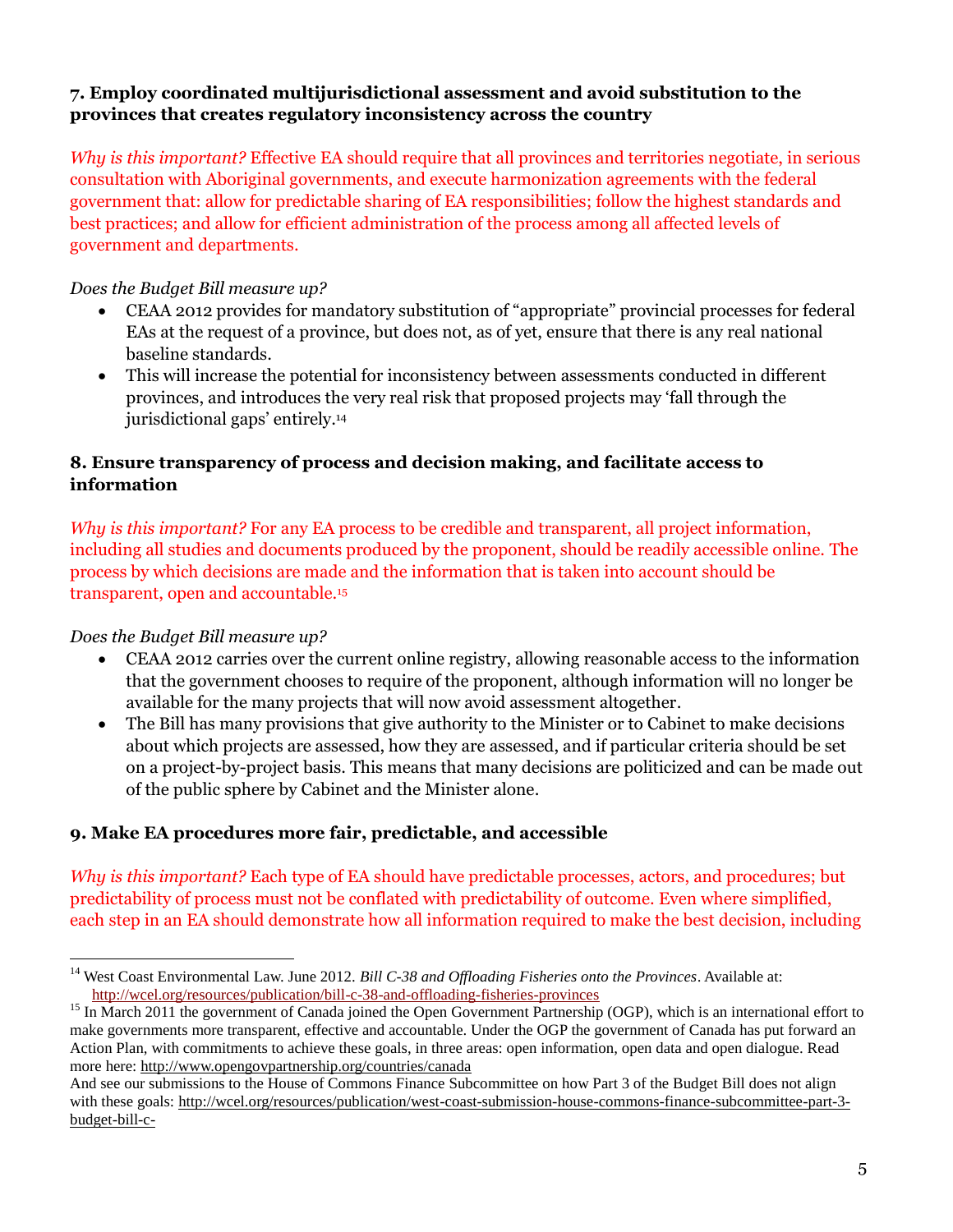### 7. Employ coordinated multijurisdictional assessment and avoid substitution to the provinces that creates regulatory inconsistency across the country

*Why is this important?* Effective EA should require that all provinces and territories negotiate, in serious consultation with Aboriginal governments, and execute harmonization agreements with the federal government that: allow for predictable sharing of EA responsibilities; follow the highest standards and best practices; and allow for efficient administration of the process among all affected levels of government and departments.

*Does the Budget Bill measure up?*

- CEAA 2012 provides for mandatory substitution of "appropriate" provincial processes for federal EAs at the request of a province, but does not, as of yet, ensure that there is any real national baseline standards.
- This will increase the potential for inconsistency between assessments conducted in different provinces, and introduces the very real risk that proposed projects may 'fall through the jurisdictional gaps' entirely.[14]

### 8. Ensure transparency of process and decision making, and facilitate access to information

*Why is this important?* For any EA process to be credible and transparent, all project information, including all studies and documents produced by the proponent, should be readily accessible online. The process by which decisions are made and the information that is taken into account should be transparent, open and accountable.[15]

*Does the Budget Bill measure up?*

- CEAA 2012 carries over the current online registry, allowing reasonable access to the information that the government chooses to require of the proponent, although information will no longer be available for the many projects that will now avoid assessment altogether.
- The Bill has many provisions that give authority to the Minister or to Cabinet to make decisions about which projects are assessed, how they are assessed, and if particular criteria should be set on a project-by-project basis. This means that many decisions are politicized and can be made out of the public sphere by Cabinet and the Minister alone.

### 9. Make EA procedures more fair, predictable, and accessible

*Why is this important?* Each type of EA should have predictable processes, actors, and procedures; but predictability of process must not be conflated with predictability of outcome. Even where simplified, each step in an EA should demonstrate how all information required to make the best decision, including

---

[14] West Coast Environmental Law. June 2012. *Bill C-38 and Offloading Fisheries onto the Provinces*. Available at: http://wcel.org/resources/publication/bill-c-38-and-offloading-fisheries-provinces

[15] In March 2011 the government of Canada joined the Open Government Partnership (OGP), which is an international effort to make governments more transparent, effective and accountable. Under the OGP the government of Canada has put forward an Action Plan, with commitments to achieve these goals, in three areas: open information, open data and open dialogue. Read more here: http://www.opengovpartnership.org/countries/canada

And see our submissions to the House of Commons Finance Subcommittee on how Part 3 of the Budget Bill does not align with these goals: http://wcel.org/resources/publication/west-coast-submission-house-commons-finance-subcommittee-part-3-budget-bill-c-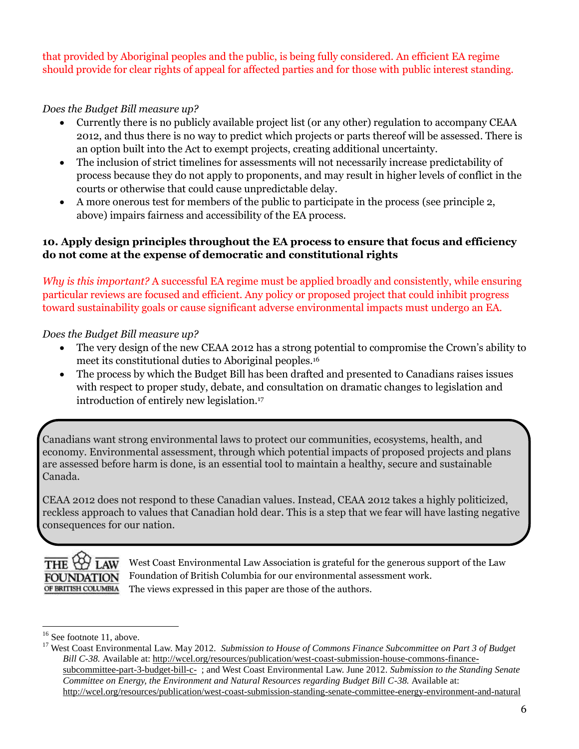that provided by Aboriginal peoples and the public, is being fully considered. An efficient EA regime should provide for clear rights of appeal for affected parties and for those with public interest standing.

*Does the Budget Bill measure up?*

- Currently there is no publicly available project list (or any other) regulation to accompany CEAA 2012, and thus there is no way to predict which projects or parts thereof will be assessed. There is an option built into the Act to exempt projects, creating additional uncertainty.
- The inclusion of strict timelines for assessments will not necessarily increase predictability of process because they do not apply to proponents, and may result in higher levels of conflict in the courts or otherwise that could cause unpredictable delay.
- A more onerous test for members of the public to participate in the process (see principle 2, above) impairs fairness and accessibility of the EA process.

**10. Apply design principles throughout the EA process to ensure that focus and efficiency do not come at the expense of democratic and constitutional rights**

*Why is this important?* A successful EA regime must be applied broadly and consistently, while ensuring particular reviews are focused and efficient. Any policy or proposed project that could inhibit progress toward sustainability goals or cause significant adverse environmental impacts must undergo an EA.

*Does the Budget Bill measure up?*

- The very design of the new CEAA 2012 has a strong potential to compromise the Crown's ability to meet its constitutional duties to Aboriginal peoples.[16]
- The process by which the Budget Bill has been drafted and presented to Canadians raises issues with respect to proper study, debate, and consultation on dramatic changes to legislation and introduction of entirely new legislation.[17]

Canadians want strong environmental laws to protect our communities, ecosystems, health, and economy. Environmental assessment, through which potential impacts of proposed projects and plans are assessed before harm is done, is an essential tool to maintain a healthy, secure and sustainable Canada.

CEAA 2012 does not respond to these Canadian values. Instead, CEAA 2012 takes a highly politicized, reckless approach to values that Canadian hold dear. This is a step that we fear will have lasting negative consequences for our nation.

THE LAW FOUNDATION OF BRITISH COLUMBIA

West Coast Environmental Law Association is grateful for the generous support of the Law Foundation of British Columbia for our environmental assessment work.
The views expressed in this paper are those of the authors.

---

[16] See footnote 11, above.

[17] West Coast Environmental Law. May 2012. *Submission to House of Commons Finance Subcommittee on Part 3 of Budget Bill C-38.* Available at: http://wcel.org/resources/publication/west-coast-submission-house-commons-finance-subcommittee-part-3-budget-bill-c- ; and West Coast Environmental Law. June 2012. *Submission to the Standing Senate Committee on Energy, the Environment and Natural Resources regarding Budget Bill C-38.* Available at: http://wcel.org/resources/publication/west-coast-submission-standing-senate-committee-energy-environment-and-natural